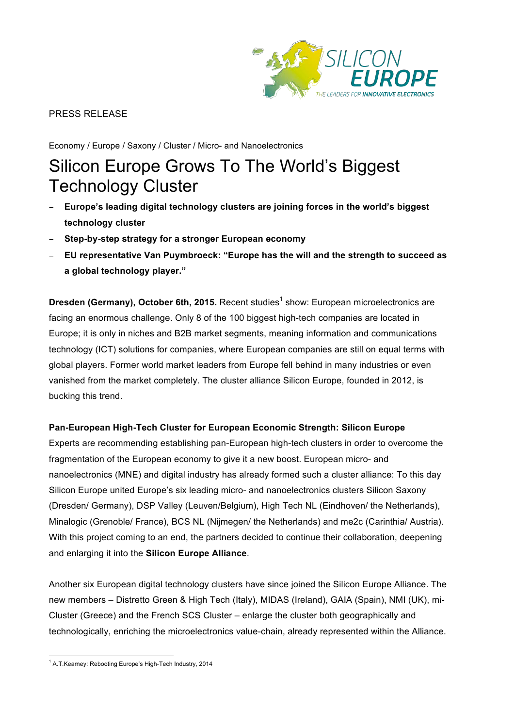PRESS RELEASE

Economy / Europe / Saxony / Cluster / Micro- and Nanoelectronics

# Silicon Europe Grows To The World's Biggest Technology Cluster

- **Europe's leading digital technology clusters are joining forces in the world's biggest technology cluster**
- **Step-by-step strategy for a stronger European economy**
- **EU representative Van Puymbroeck: "Europe has the will and the strength to succeed as a global technology player."**

**Dresden (Germany), October 6th, 2015.** Recent studies[1] show: European microelectronics are facing an enormous challenge. Only 8 of the 100 biggest high-tech companies are located in Europe; it is only in niches and B2B market segments, meaning information and communications technology (ICT) solutions for companies, where European companies are still on equal terms with global players. Former world market leaders from Europe fell behind in many industries or even vanished from the market completely. The cluster alliance Silicon Europe, founded in 2012, is bucking this trend.

**Pan-European High-Tech Cluster for European Economic Strength: Silicon Europe**

Experts are recommending establishing pan-European high-tech clusters in order to overcome the fragmentation of the European economy to give it a new boost. European micro- and nanoelectronics (MNE) and digital industry has already formed such a cluster alliance: To this day Silicon Europe united Europe's six leading micro- and nanoelectronics clusters Silicon Saxony (Dresden/ Germany), DSP Valley (Leuven/Belgium), High Tech NL (Eindhoven/ the Netherlands), Minalogic (Grenoble/ France), BCS NL (Nijmegen/ the Netherlands) and me2c (Carinthia/ Austria). With this project coming to an end, the partners decided to continue their collaboration, deepening and enlarging it into the **Silicon Europe Alliance**.

Another six European digital technology clusters have since joined the Silicon Europe Alliance. The new members – Distretto Green & High Tech (Italy), MIDAS (Ireland), GAIA (Spain), NMI (UK), mi-Cluster (Greece) and the French SCS Cluster – enlarge the cluster both geographically and technologically, enriching the microelectronics value-chain, already represented within the Alliance.

[1] A.T.Kearney: Rebooting Europe's High-Tech Industry, 2014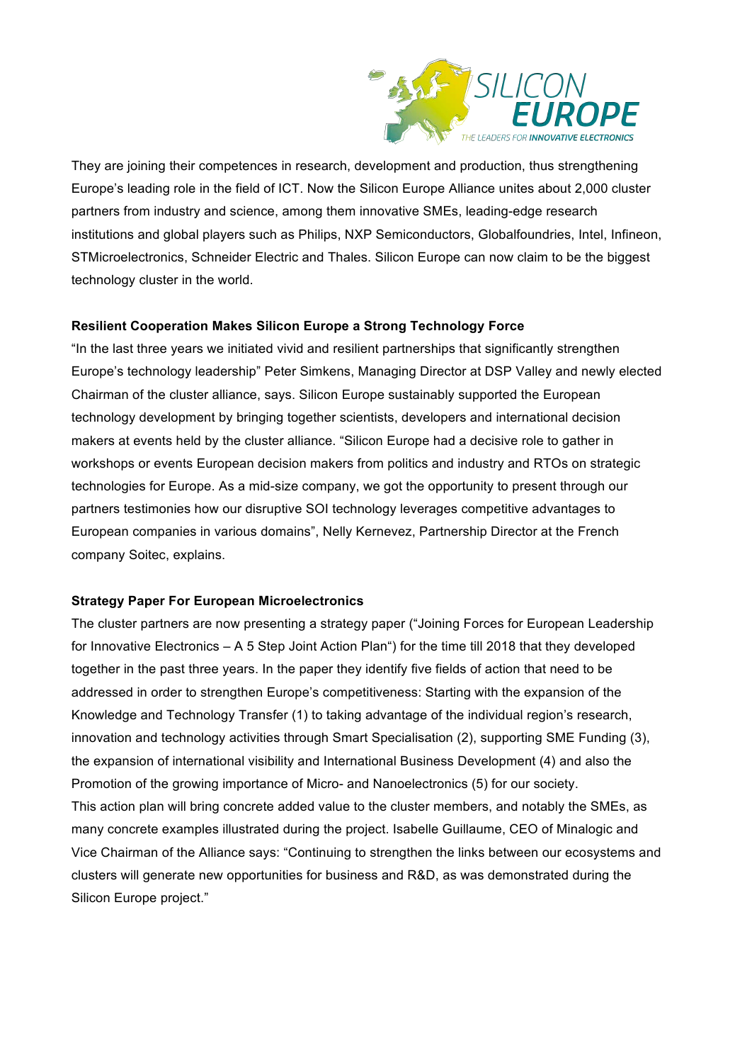They are joining their competences in research, development and production, thus strengthening Europe's leading role in the field of ICT. Now the Silicon Europe Alliance unites about 2,000 cluster partners from industry and science, among them innovative SMEs, leading-edge research institutions and global players such as Philips, NXP Semiconductors, Globalfoundries, Intel, Infineon, STMicroelectronics, Schneider Electric and Thales. Silicon Europe can now claim to be the biggest technology cluster in the world.

**Resilient Cooperation Makes Silicon Europe a Strong Technology Force**

"In the last three years we initiated vivid and resilient partnerships that significantly strengthen Europe's technology leadership" Peter Simkens, Managing Director at DSP Valley and newly elected Chairman of the cluster alliance, says. Silicon Europe sustainably supported the European technology development by bringing together scientists, developers and international decision makers at events held by the cluster alliance. "Silicon Europe had a decisive role to gather in workshops or events European decision makers from politics and industry and RTOs on strategic technologies for Europe. As a mid-size company, we got the opportunity to present through our partners testimonies how our disruptive SOI technology leverages competitive advantages to European companies in various domains", Nelly Kernevez, Partnership Director at the French company Soitec, explains.

**Strategy Paper For European Microelectronics**

The cluster partners are now presenting a strategy paper ("Joining Forces for European Leadership for Innovative Electronics – A 5 Step Joint Action Plan") for the time till 2018 that they developed together in the past three years. In the paper they identify five fields of action that need to be addressed in order to strengthen Europe's competitiveness: Starting with the expansion of the Knowledge and Technology Transfer (1) to taking advantage of the individual region's research, innovation and technology activities through Smart Specialisation (2), supporting SME Funding (3), the expansion of international visibility and International Business Development (4) and also the Promotion of the growing importance of Micro- and Nanoelectronics (5) for our society.

This action plan will bring concrete added value to the cluster members, and notably the SMEs, as many concrete examples illustrated during the project. Isabelle Guillaume, CEO of Minalogic and Vice Chairman of the Alliance says: "Continuing to strengthen the links between our ecosystems and clusters will generate new opportunities for business and R&D, as was demonstrated during the Silicon Europe project."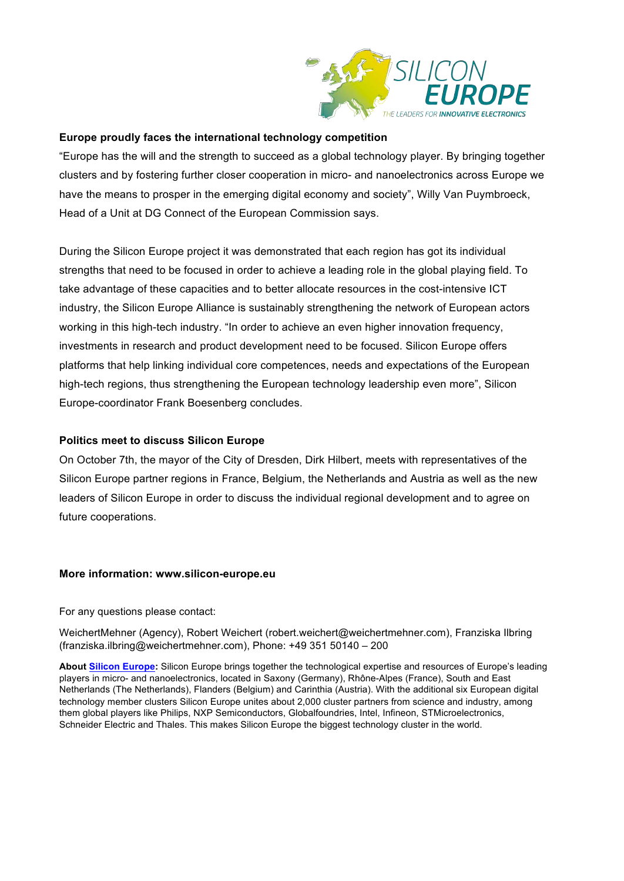**Europe proudly faces the international technology competition**

"Europe has the will and the strength to succeed as a global technology player. By bringing together clusters and by fostering further closer cooperation in micro- and nanoelectronics across Europe we have the means to prosper in the emerging digital economy and society", Willy Van Puymbroeck, Head of a Unit at DG Connect of the European Commission says.

During the Silicon Europe project it was demonstrated that each region has got its individual strengths that need to be focused in order to achieve a leading role in the global playing field. To take advantage of these capacities and to better allocate resources in the cost-intensive ICT industry, the Silicon Europe Alliance is sustainably strengthening the network of European actors working in this high-tech industry. "In order to achieve an even higher innovation frequency, investments in research and product development need to be focused. Silicon Europe offers platforms that help linking individual core competences, needs and expectations of the European high-tech regions, thus strengthening the European technology leadership even more", Silicon Europe-coordinator Frank Boesenberg concludes.

**Politics meet to discuss Silicon Europe**

On October 7th, the mayor of the City of Dresden, Dirk Hilbert, meets with representatives of the Silicon Europe partner regions in France, Belgium, the Netherlands and Austria as well as the new leaders of Silicon Europe in order to discuss the individual regional development and to agree on future cooperations.

**More information: www.silicon-europe.eu**

For any questions please contact:

WeichertMehner (Agency), Robert Weichert (robert.weichert@weichertmehner.com), Franziska Ilbring (franziska.ilbring@weichertmehner.com), Phone: +49 351 50140 – 200

**About Silicon Europe:** Silicon Europe brings together the technological expertise and resources of Europe's leading players in micro- and nanoelectronics, located in Saxony (Germany), Rhône-Alpes (France), South and East Netherlands (The Netherlands), Flanders (Belgium) and Carinthia (Austria). With the additional six European digital technology member clusters Silicon Europe unites about 2,000 cluster partners from science and industry, among them global players like Philips, NXP Semiconductors, Globalfoundries, Intel, Infineon, STMicroelectronics, Schneider Electric and Thales. This makes Silicon Europe the biggest technology cluster in the world.